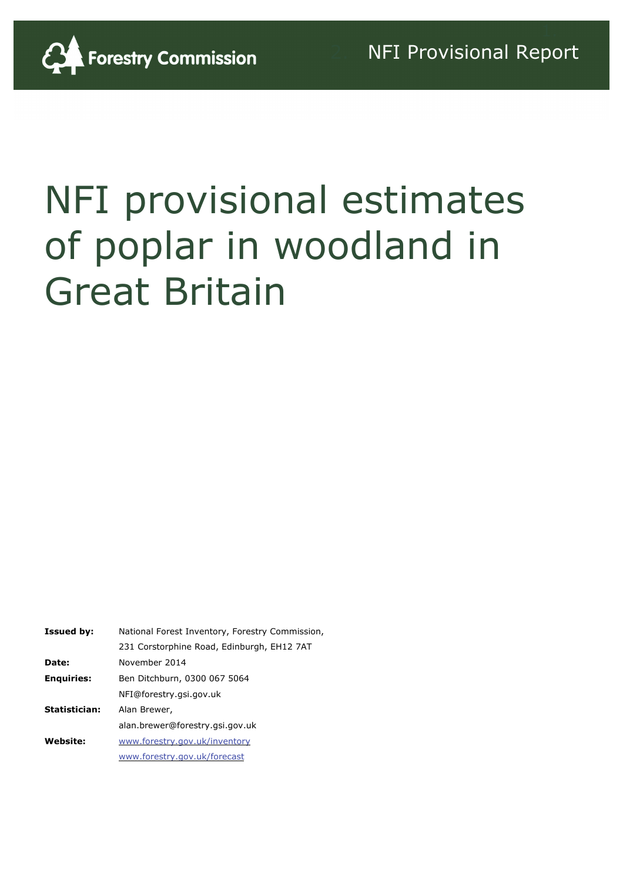Forestry Commission

NFI Provisional Report

# NFI provisional estimates of poplar in woodland in Great Britain

| | |
|---|---|
| **Issued by:** | National Forest Inventory, Forestry Commission, 231 Corstorphine Road, Edinburgh, EH12 7AT |
| **Date:** | November 2014 |
| **Enquiries:** | Ben Ditchburn, 0300 067 5064 NFI@forestry.gsi.gov.uk |
| **Statistician:** | Alan Brewer, alan.brewer@forestry.gsi.gov.uk |
| **Website:** | www.forestry.gov.uk/inventory www.forestry.gov.uk/forecast |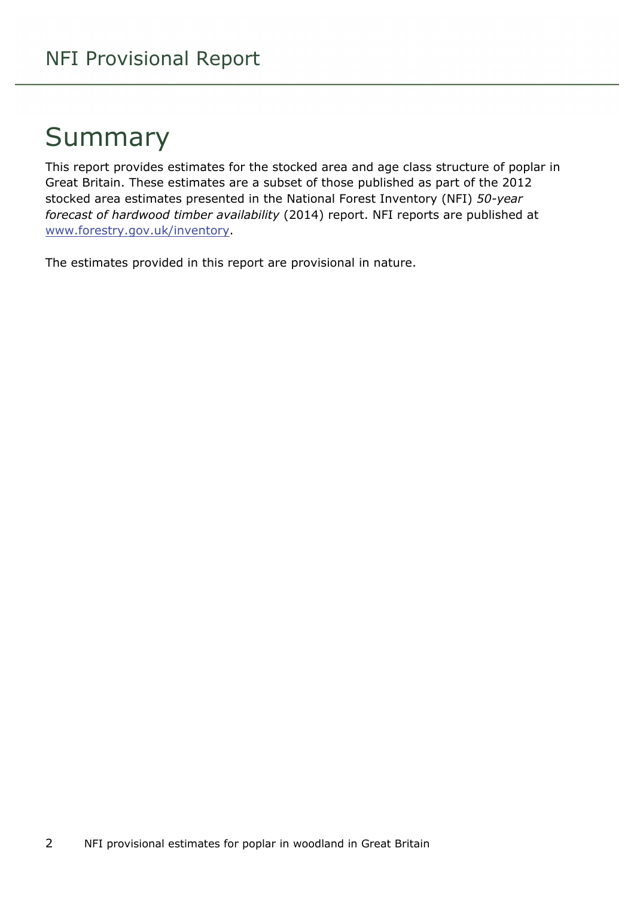# Summary

This report provides estimates for the stocked area and age class structure of poplar in Great Britain. These estimates are a subset of those published as part of the 2012 stocked area estimates presented in the National Forest Inventory (NFI) *50-year forecast of hardwood timber availability* (2014) report. NFI reports are published at www.forestry.gov.uk/inventory.

The estimates provided in this report are provisional in nature.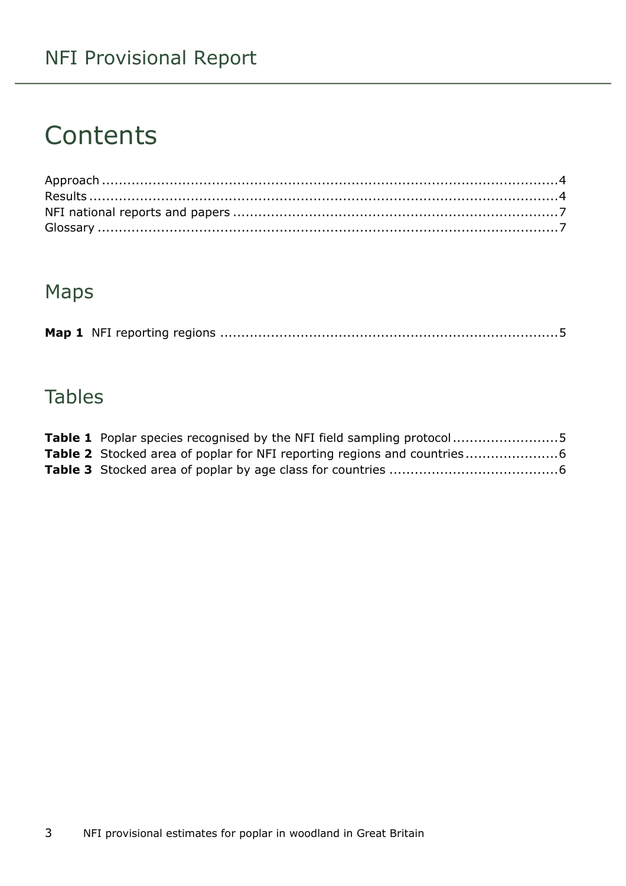# Contents

Approach ....................................................................................................4
Results ........................................................................................................4
NFI national reports and papers ..............................................................7
Glossary ......................................................................................................7

## Maps

**Map 1** NFI reporting regions .................................................................5

## Tables

**Table 1** Poplar species recognised by the NFI field sampling protocol .........................5
**Table 2** Stocked area of poplar for NFI reporting regions and countries ......................6
**Table 3** Stocked area of poplar by age class for countries ........................................6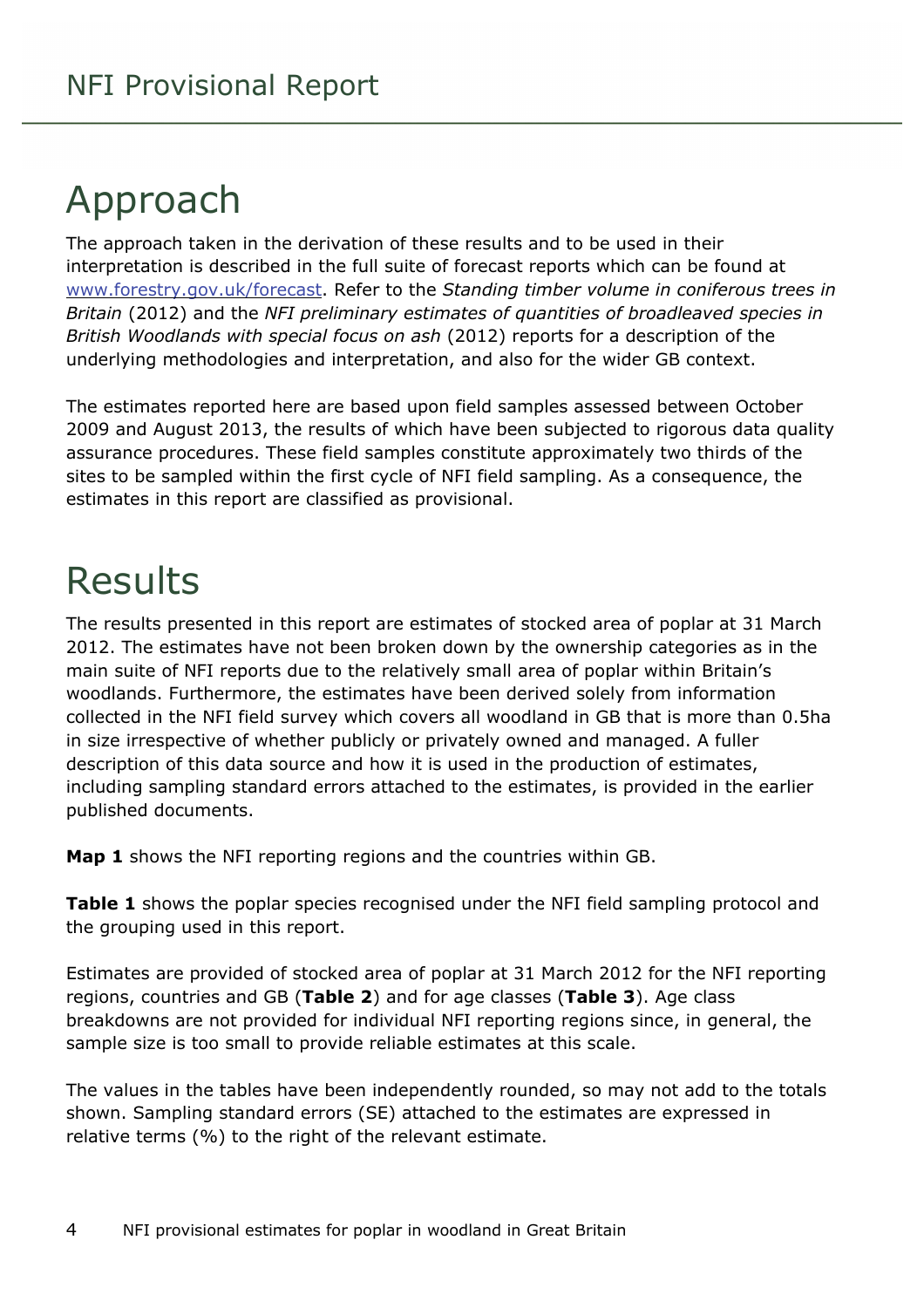# Approach

The approach taken in the derivation of these results and to be used in their interpretation is described in the full suite of forecast reports which can be found at [www.forestry.gov.uk/forecast](www.forestry.gov.uk/forecast). Refer to the *Standing timber volume in coniferous trees in Britain* (2012) and the *NFI preliminary estimates of quantities of broadleaved species in British Woodlands with special focus on ash* (2012) reports for a description of the underlying methodologies and interpretation, and also for the wider GB context.

The estimates reported here are based upon field samples assessed between October 2009 and August 2013, the results of which have been subjected to rigorous data quality assurance procedures. These field samples constitute approximately two thirds of the sites to be sampled within the first cycle of NFI field sampling. As a consequence, the estimates in this report are classified as provisional.

# Results

The results presented in this report are estimates of stocked area of poplar at 31 March 2012. The estimates have not been broken down by the ownership categories as in the main suite of NFI reports due to the relatively small area of poplar within Britain's woodlands. Furthermore, the estimates have been derived solely from information collected in the NFI field survey which covers all woodland in GB that is more than 0.5ha in size irrespective of whether publicly or privately owned and managed. A fuller description of this data source and how it is used in the production of estimates, including sampling standard errors attached to the estimates, is provided in the earlier published documents.

**Map 1** shows the NFI reporting regions and the countries within GB.

**Table 1** shows the poplar species recognised under the NFI field sampling protocol and the grouping used in this report.

Estimates are provided of stocked area of poplar at 31 March 2012 for the NFI reporting regions, countries and GB (**Table 2**) and for age classes (**Table 3**). Age class breakdowns are not provided for individual NFI reporting regions since, in general, the sample size is too small to provide reliable estimates at this scale.

The values in the tables have been independently rounded, so may not add to the totals shown. Sampling standard errors (SE) attached to the estimates are expressed in relative terms (%) to the right of the relevant estimate.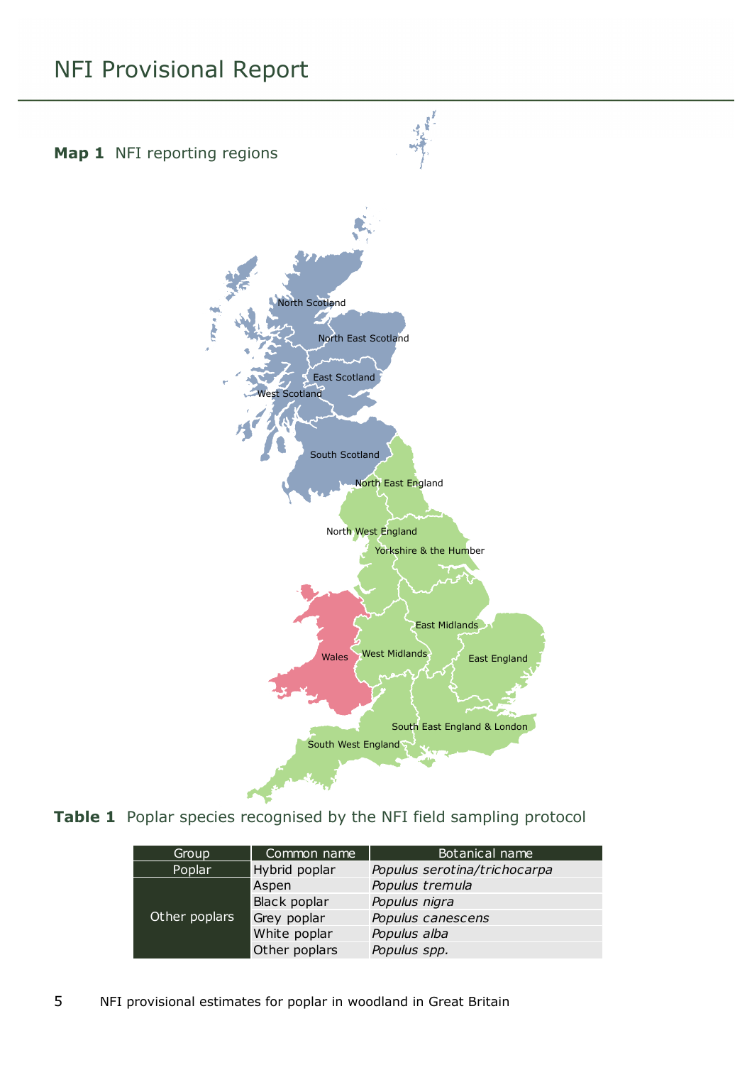**Map 1** NFI reporting regions

**Table 1** Poplar species recognised by the NFI field sampling protocol

| Group | Common name | Botanical name |
|---|---|---|
| Poplar | Hybrid poplar | *Populus serotina/trichocarpa* |
| Other poplars | Aspen | *Populus tremula* |
| | Black poplar | *Populus nigra* |
| | Grey poplar | *Populus canescens* |
| | White poplar | *Populus alba* |
| | Other poplars | *Populus spp.* |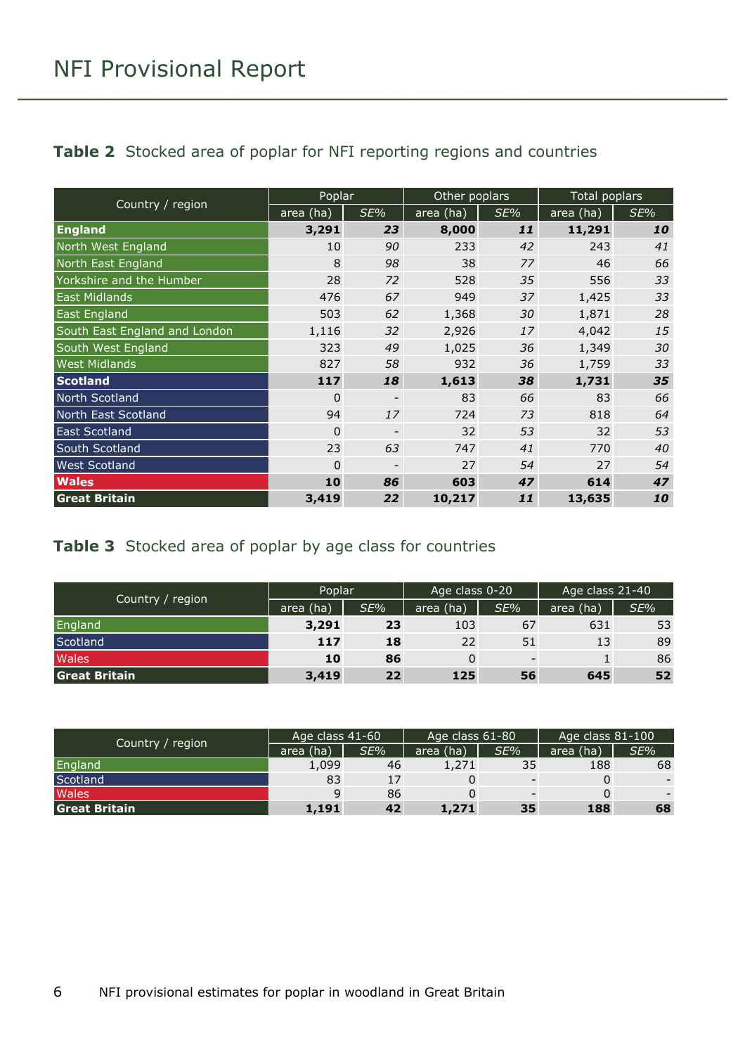## Table 2 Stocked area of poplar for NFI reporting regions and countries

| Country / region | Poplar | | Other poplars | | Total poplars | |
|---|---|---|---|---|---|---|
| | area (ha) | *SE%* | area (ha) | *SE%* | area (ha) | *SE%* |
| **England** | **3,291** | ***23*** | **8,000** | ***11*** | **11,291** | ***10*** |
| North West England | 10 | *90* | 233 | *42* | 243 | *41* |
| North East England | 8 | *98* | 38 | *77* | 46 | *66* |
| Yorkshire and the Humber | 28 | *72* | 528 | *35* | 556 | *33* |
| East Midlands | 476 | *67* | 949 | *37* | 1,425 | *33* |
| East England | 503 | *62* | 1,368 | *30* | 1,871 | *28* |
| South East England and London | 1,116 | *32* | 2,926 | *17* | 4,042 | *15* |
| South West England | 323 | *49* | 1,025 | *36* | 1,349 | *30* |
| West Midlands | 827 | *58* | 932 | *36* | 1,759 | *33* |
| **Scotland** | **117** | ***18*** | **1,613** | ***38*** | **1,731** | ***35*** |
| North Scotland | 0 | - | 83 | *66* | 83 | *66* |
| North East Scotland | 94 | *17* | 724 | *73* | 818 | *64* |
| East Scotland | 0 | - | 32 | *53* | 32 | *53* |
| South Scotland | 23 | *63* | 747 | *41* | 770 | *40* |
| West Scotland | 0 | - | 27 | *54* | 27 | *54* |
| **Wales** | **10** | ***86*** | **603** | ***47*** | **614** | ***47*** |
| **Great Britain** | **3,419** | ***22*** | **10,217** | ***11*** | **13,635** | ***10*** |

## Table 3 Stocked area of poplar by age class for countries

| Country / region | Poplar | | Age class 0-20 | | Age class 21-40 | |
|---|---|---|---|---|---|---|
| | area (ha) | *SE%* | area (ha) | *SE%* | area (ha) | *SE%* |
| England | **3,291** | **23** | 103 | 67 | 631 | 53 |
| Scotland | **117** | **18** | 22 | 51 | 13 | 89 |
| Wales | **10** | **86** | 0 | - | 1 | 86 |
| **Great Britain** | **3,419** | **22** | **125** | **56** | **645** | **52** |

| Country / region | Age class 41-60 | | Age class 61-80 | | Age class 81-100 | |
|---|---|---|---|---|---|---|
| | area (ha) | *SE%* | area (ha) | *SE%* | area (ha) | *SE%* |
| England | 1,099 | 46 | 1,271 | 35 | 188 | 68 |
| Scotland | 83 | 17 | 0 | - | 0 | - |
| Wales | 9 | 86 | 0 | - | 0 | - |
| **Great Britain** | **1,191** | **42** | **1,271** | **35** | **188** | **68** |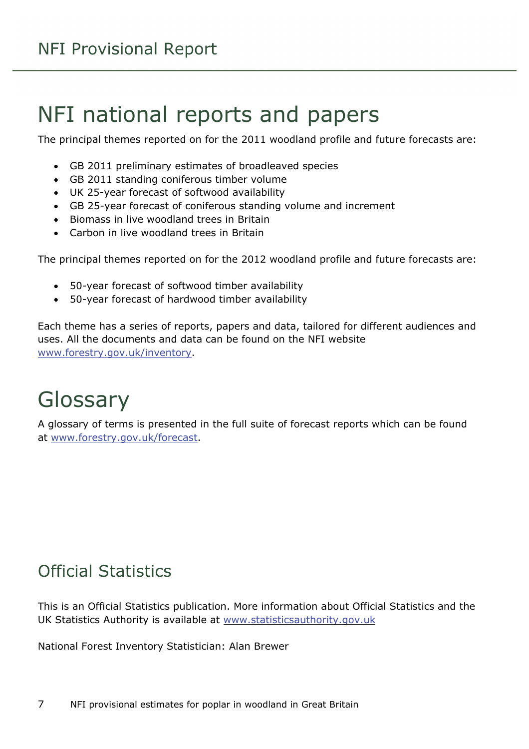# NFI national reports and papers

The principal themes reported on for the 2011 woodland profile and future forecasts are:

- GB 2011 preliminary estimates of broadleaved species
- GB 2011 standing coniferous timber volume
- UK 25-year forecast of softwood availability
- GB 25-year forecast of coniferous standing volume and increment
- Biomass in live woodland trees in Britain
- Carbon in live woodland trees in Britain

The principal themes reported on for the 2012 woodland profile and future forecasts are:

- 50-year forecast of softwood timber availability
- 50-year forecast of hardwood timber availability

Each theme has a series of reports, papers and data, tailored for different audiences and uses. All the documents and data can be found on the NFI website www.forestry.gov.uk/inventory.

# Glossary

A glossary of terms is presented in the full suite of forecast reports which can be found at www.forestry.gov.uk/forecast.

## Official Statistics

This is an Official Statistics publication. More information about Official Statistics and the UK Statistics Authority is available at www.statisticsauthority.gov.uk

National Forest Inventory Statistician: Alan Brewer